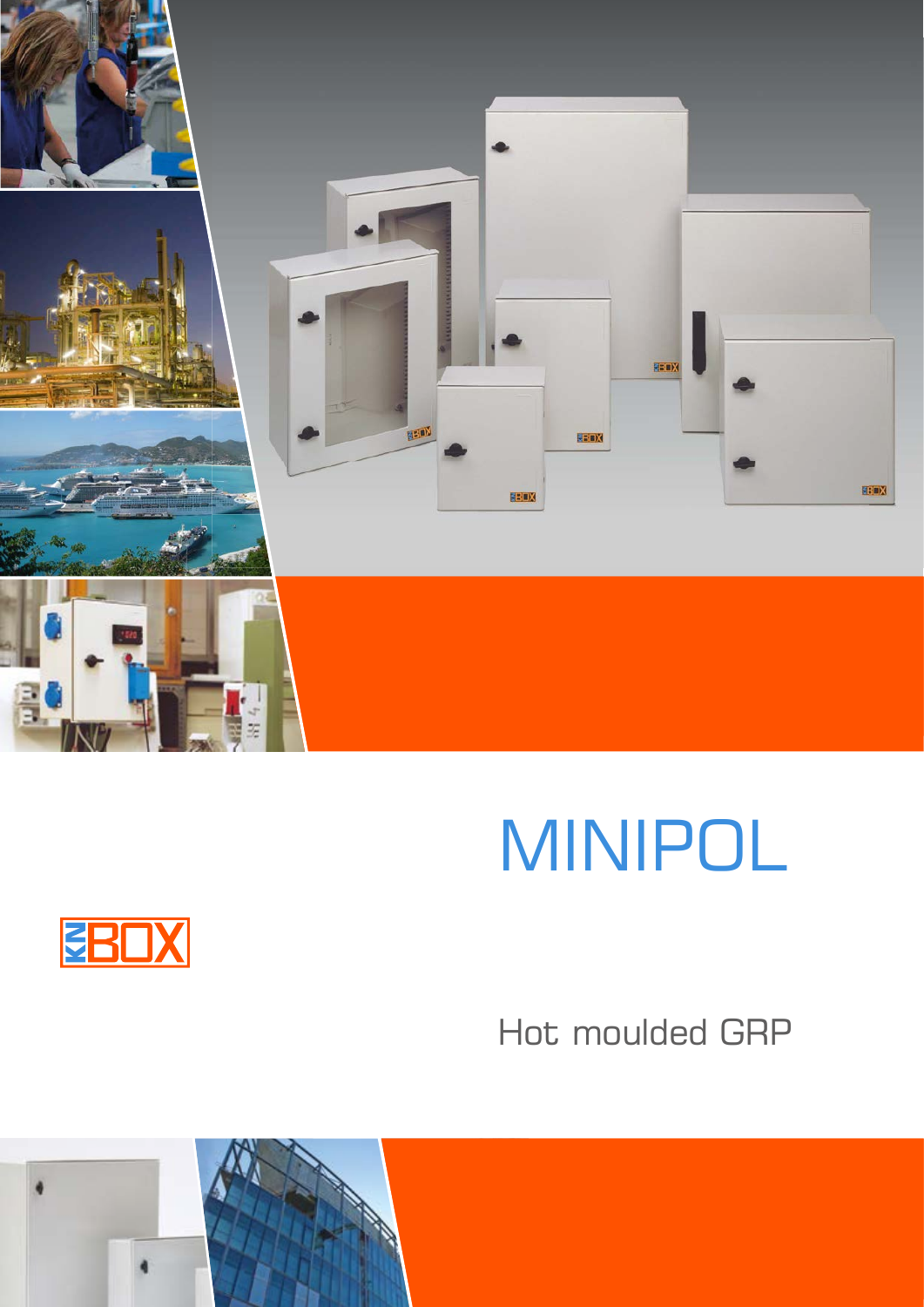# MINIPOL

KNBOX

Hot moulded GRP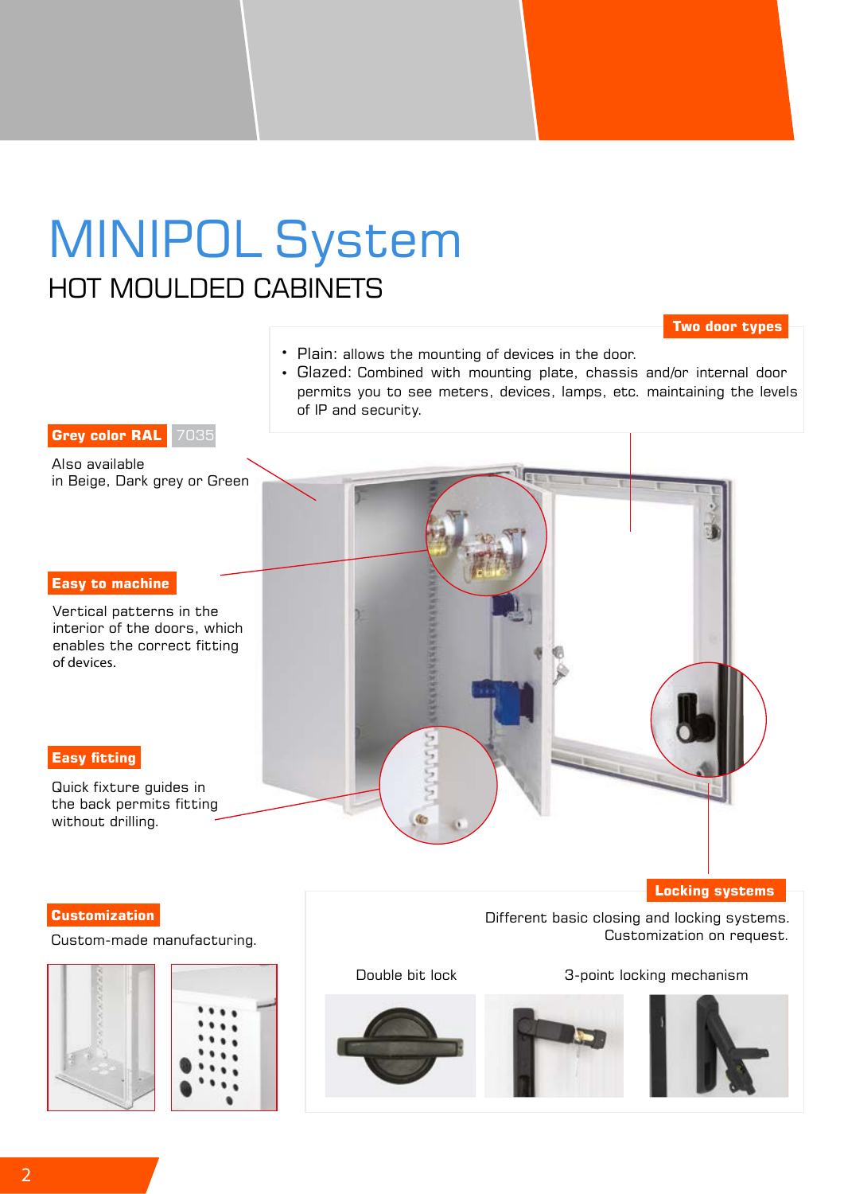# MINIPOL System

## HOT MOULDED CABINETS

**Two door types**

- Plain: allows the mounting of devices in the door.
- Glazed: Combined with mounting plate, chassis and/or internal door permits you to see meters, devices, lamps, etc. maintaining the levels of IP and security.

**Grey color RAL** 7035

Also available in Beige, Dark grey or Green

**Easy to machine**

Vertical patterns in the interior of the doors, which enables the correct fitting of devices.

**Easy fitting**

Quick fixture guides in the back permits fitting without drilling.

**Locking systems**

Different basic closing and locking systems. Customization on request.

Double bit lock

3-point locking mechanism

**Customization**

Custom-made manufacturing.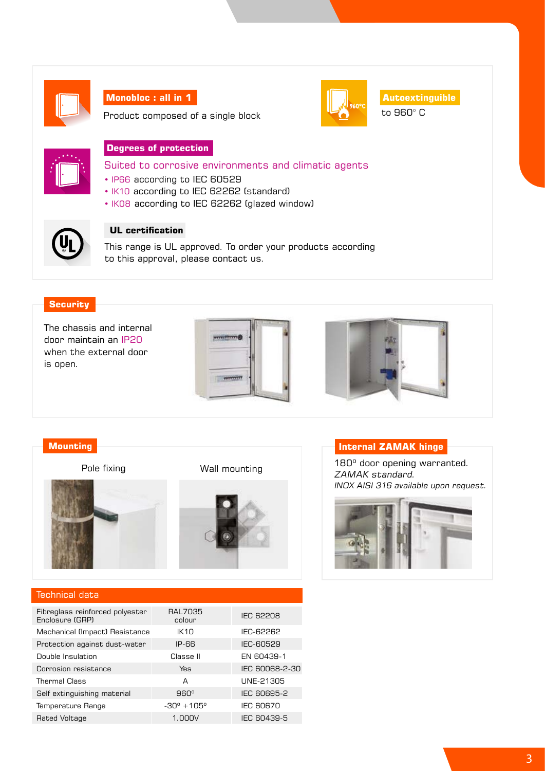## Monobloc : all in 1

Product composed of a single block

## Autoextinguible

to 960° C

## Degrees of protection

Suited to corrosive environments and climatic agents

- IP66 according to IEC 60529
- IK10 according to IEC 62262 (standard)
- IK08 according to IEC 62262 (glazed window)

## UL certification

This range is UL approved. To order your products according to this approval, please contact us.

## Security

The chassis and internal door maintain an IP20 when the external door is open.

## Mounting

Pole fixing

Wall mounting

## Internal ZAMAK hinge

180º door opening warranted.
*ZAMAK standard.*
*INOX AISI 316 available upon request.*

## Technical data

| | | |
|---|---|---|
| Fibreglass reinforced polyester Enclosure (GRP) | RAL7035 colour | IEC 62208 |
| Mechanical (Impact) Resistance | IK10 | IEC-62262 |
| Protection against dust-water | IP-66 | IEC-60529 |
| Double Insulation | Classe II | EN 60439-1 |
| Corrosion resistance | Yes | IEC 60068-2-30 |
| Thermal Class | A | UNE-21305 |
| Self extinguishing material | 960º | IEC 60695-2 |
| Temperature Range | -30º +105º | IEC 60670 |
| Rated Voltage | 1.000V | IEC 60439-5 |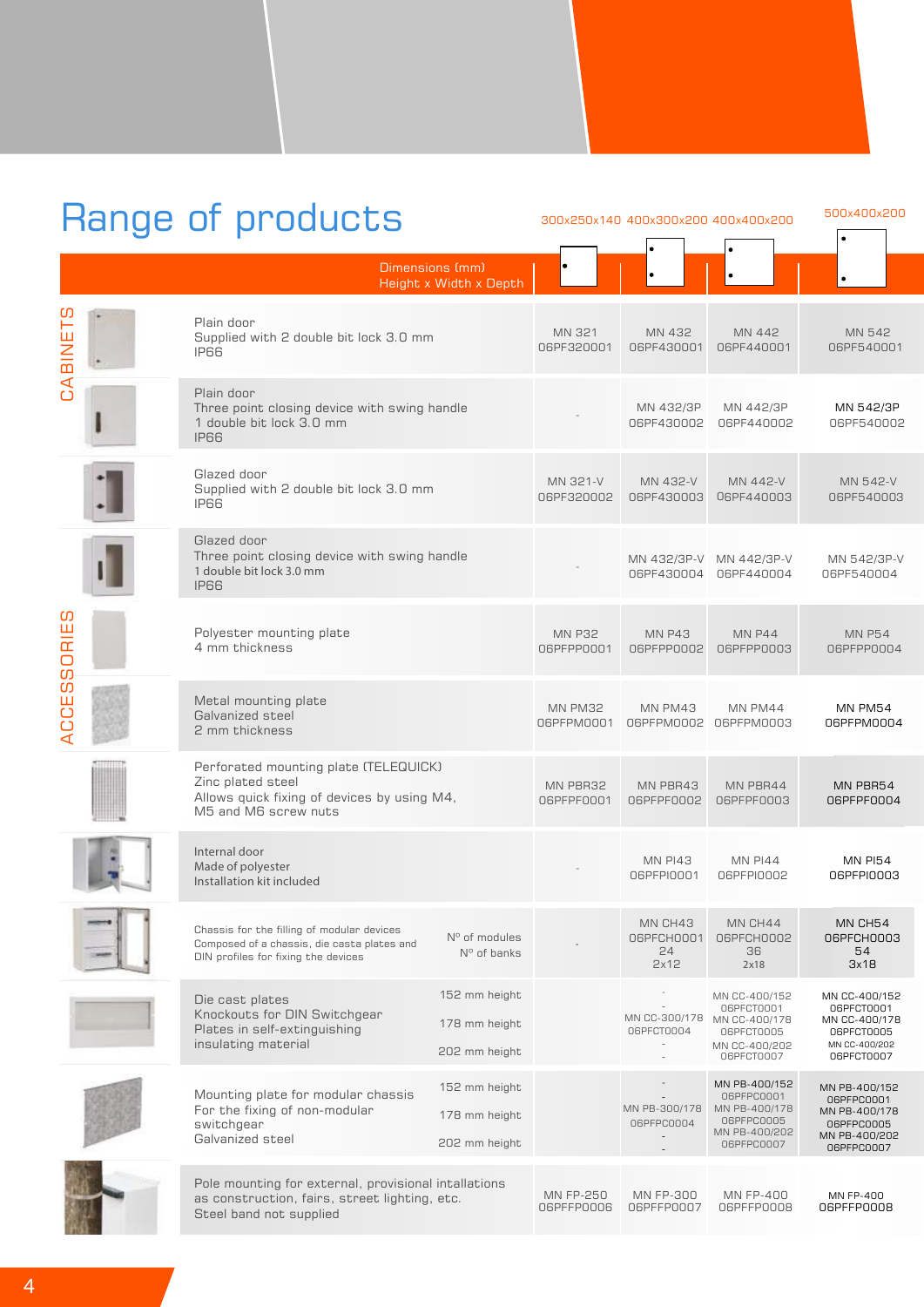# Range of products

| Dimensions (mm) Height x Width x Depth | 300x250x140 | 400x300x200 | 400x400x200 | 500x400x200 |
|---|---|---|---|---|
| **CABINETS** | | | | |
| Plain door<br>Supplied with 2 double bit lock 3.0 mm<br>IP66 | MN 321<br>06PF320001 | MN 432<br>06PF430001 | MN 442<br>06PF440001 | MN 542<br>06PF540001 |
| Plain door<br>Three point closing device with swing handle<br>1 double bit lock 3.0 mm<br>IP66 | - | MN 432/3P<br>06PF430002 | MN 442/3P<br>06PF440002 | MN 542/3P<br>06PF540002 |
| Glazed door<br>Supplied with 2 double bit lock 3.0 mm<br>IP66 | MN 321-V<br>06PF320002 | MN 432-V<br>06PF430003 | MN 442-V<br>06PF440003 | MN 542-V<br>06PF540003 |
| Glazed door<br>Three point closing device with swing handle<br>1 double bit lock 3.0 mm<br>IP66 | - | MN 432/3P-V<br>06PF430004 | MN 442/3P-V<br>06PF440004 | MN 542/3P-V<br>06PF540004 |
| **ACCESSORIES** | | | | |
| Polyester mounting plate<br>4 mm thickness | MN P32<br>06PFPP0001 | MN P43<br>06PFPP0002 | MN P44<br>06PFPP0003 | MN P54<br>06PFPP0004 |
| Metal mounting plate<br>Galvanized steel<br>2 mm thickness | MN PM32<br>06PFPM0001 | MN PM43<br>06PFPM0002 | MN PM44<br>06PFPM0003 | MN PM54<br>06PFPM0004 |
| Perforated mounting plate (TELEQUICK)<br>Zinc plated steel<br>Allows quick fixing of devices by using M4, M5 and M6 screw nuts | MN PBR32<br>06PFPF0001 | MN PBR43<br>06PFPF0002 | MN PBR44<br>06PFPF0003 | MN PBR54<br>06PFPF0004 |
| Internal door<br>Made of polyester<br>Installation kit included | - | MN PI43<br>06PFPI0001 | MN PI44<br>06PFPI0002 | MN PI54<br>06PFPI0003 |
| Chassis for the filling of modular devices<br>Composed of a chassis, die casta plates and DIN profiles for fixing the devices<br>Nº of modules<br>Nº of banks | - | MN CH43<br>06PFCH0001<br>24<br>2x12 | MN CH44<br>06PFCH0002<br>36<br>2x18 | MN CH54<br>06PFCH0003<br>54<br>3x18 |
| Die cast plates<br>Knockouts for DIN Switchgear<br>Plates in self-extinguishing insulating material<br>152 mm height | | - | MN CC-400/152<br>06PFCT0001 | MN CC-400/152<br>06PFCT0001 |
| 178 mm height | | MN CC-300/178<br>06PFCT0004 | MN CC-400/178<br>06PFCT0005 | MN CC-400/178<br>06PFCT0005 |
| 202 mm height | | - | MN CC-400/202<br>06PFCT0007 | MN CC-400/202<br>06PFCT0007 |
| Mounting plate for modular chassis<br>For the fixing of non-modular switchgear<br>Galvanized steel<br>152 mm height | | - | MN PB-400/152<br>06PFPC0001 | MN PB-400/152<br>06PFPC0001 |
| 178 mm height | | MN PB-300/178<br>06PFPC0004 | MN PB-400/178<br>06PFPC0005 | MN PB-400/178<br>06PFPC0005 |
| 202 mm height | | - | MN PB-400/202<br>06PFPC0007 | MN PB-400/202<br>06PFPC0007 |
| Pole mounting for external, provisional intallations as construction, fairs, street lighting, etc.<br>Steel band not supplied | MN FP-250<br>06PFFP0006 | MN FP-300<br>06PFFP0007 | MN FP-400<br>06PFFP0008 | MN FP-400<br>06PFFP0008 |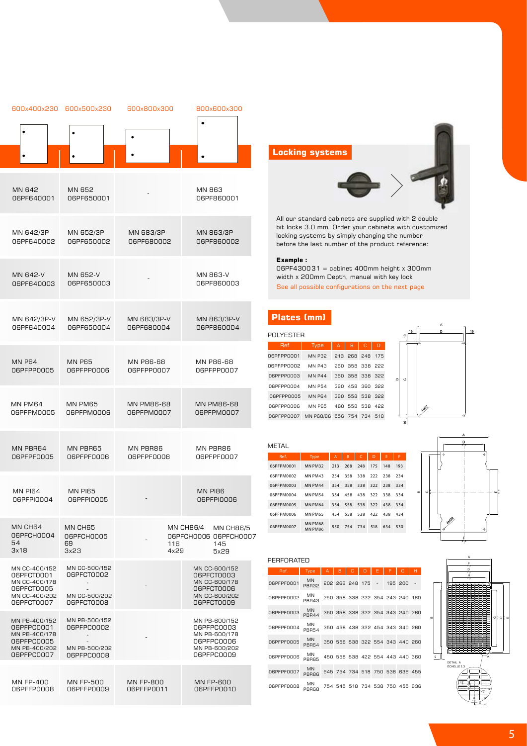| 600x400x230 | 600x500x230 | 600x800x300 | 800x600x300 |
|---|---|---|---|
| MN 642<br>06PF640001 | MN 652<br>06PF650001 | - | MN 863<br>06PF860001 |
| MN 642/3P<br>06PF640002 | MN 652/3P<br>06PF650002 | MN 683/3P<br>06PF680002 | MN 863/3P<br>06PF860002 |
| MN 642-V<br>06PF640003 | MN 652-V<br>06PF650003 | - | MN 863-V<br>06PF860003 |
| MN 642/3P-V<br>06PF640004 | MN 652/3P-V<br>06PF650004 | MN 683/3P-V<br>06PF680004 | MN 863/3P-V<br>06PF860004 |
| MN P64<br>06PFPP0005 | MN P65<br>06PFPP0006 | MN P86-68<br>06PFPP0007 | MN P86-68<br>06PFPP0007 |
| MN PM64<br>06PFPM0005 | MN PM65<br>06PFPM0006 | MN PM86-68<br>06PFPM0007 | MN PM86-68<br>06PFPM0007 |
| MN PBR64<br>06PFPF0005 | MN PBR65<br>06PFPF0006 | MN PBR86<br>06PFPF0008 | MN PBR86<br>06PFPF0007 |
| MN PI64<br>06PFPI0004 | MN PI65<br>06PFPI0005 | - | MN PI86<br>06PFPI0006 |
| MN CH64<br>06PFCH0004<br>54<br>3x18 | MN CH65<br>06PFCH0005<br>69<br>3x23 | - | MN CH86/4 MN CH86/5<br>06PFCH0006 06PFCH0007<br>116 145<br>4x29 5x29 |
| MN CC-400/152<br>06PFCT0001<br>MN CC-400/178<br>06PFCT0005<br>MN CC-400/202<br>06PFCT0007 | MN CC-500/152<br>06PFCT0002<br>-<br>-<br>MN CC-500/202<br>06PFCT0008 | - | MN CC-600/152<br>06PFCT0003<br>MN CC-600/178<br>06PFCT0006<br>MN CC-600/202<br>06PFCT0009 |
| MN PB-400/152<br>06PFPC0001<br>MN PB-400/178<br>06PFPC0005<br>MN PB-400/202<br>06PFPC0007 | MN PB-500/152<br>06PFPC0002<br>-<br>-<br>MN PB-500/202<br>06PFPC0008 | - | MN PB-600/152<br>06PFPC0003<br>MN PB-600/178<br>06PFPC0006<br>MN PB-600/202<br>06PFPC0009 |
| MN FP-400<br>06PFFP0008 | MN FP-500<br>06PFFP0009 | MN FP-800<br>06PFFP0011 | MN FP-600<br>06PFFP0010 |

## Locking systems

All our standard cabinets are supplied with 2 double bit locks 3.0 mm. Order your cabinets with customized locking systems by simply changing the number before the last number of the product reference:

**Example :**
06PF430031 = cabinet 400mm height x 300mm width x 200mm Depth, manual with key lock
See all possible configurations on the next page

## Plates (mm)

POLYESTER

| Ref. | Type | A | B | C | D |
|---|---|---|---|---|---|
| 06PFPP0001 | MN P32 | 213 | 268 | 248 | 175 |
| 06PFPP0002 | MN P43 | 260 | 358 | 338 | 222 |
| 06PFPP0003 | MN P44 | 360 | 358 | 338 | 322 |
| 06PFPP0004 | MN P54 | 360 | 458 | 360 | 322 |
| 06PFPP0005 | MN P64 | 360 | 558 | 538 | 322 |
| 06PFPP0006 | MN P65 | 460 | 558 | 538 | 422 |
| 06PFPP0007 | MN P68/86 | 556 | 754 | 734 | 518 |

METAL

| Ref. | Type | A | B | C | D | E | F |
|---|---|---|---|---|---|---|---|
| 06PFPM0001 | MN PM32 | 213 | 268 | 248 | 175 | 148 | 193 |
| 06PFPM0002 | MN PM43 | 254 | 358 | 338 | 222 | 238 | 234 |
| 06PFPM0003 | MN PM44 | 354 | 358 | 338 | 322 | 238 | 334 |
| 06PFPM0004 | MN PM54 | 354 | 458 | 438 | 322 | 338 | 334 |
| 06PFPM0005 | MN PM64 | 354 | 558 | 538 | 322 | 438 | 334 |
| 06PFPM0006 | MN PM65 | 454 | 558 | 538 | 422 | 438 | 434 |
| 06PFPM0007 | MN PM68<br>MN PM86 | 550 | 754 | 734 | 518 | 634 | 530 |

PERFORATED

| Ref. | Type | A | B | C | D | E | F | G | H |
|---|---|---|---|---|---|---|---|---|---|
| 06PFPF0001 | MN PBR32 | 202 | 268 | 248 | 175 | - | 195 | 200 | - |
| 06PFPF0002 | MN PBR43 | 250 | 358 | 338 | 222 | 354 | 243 | 240 | 160 |
| 06PFPF0003 | MN PBR44 | 350 | 358 | 338 | 322 | 354 | 343 | 240 | 260 |
| 06PFPF0004 | MN PBR54 | 350 | 458 | 438 | 322 | 454 | 343 | 340 | 260 |
| 06PFPF0005 | MN PBR64 | 350 | 558 | 538 | 322 | 554 | 343 | 440 | 260 |
| 06PFPF0006 | MN PBR65 | 450 | 558 | 538 | 422 | 554 | 443 | 440 | 360 |
| 06PFPF0007 | MN PBR86 | 545 | 754 | 734 | 518 | 750 | 538 | 636 | 455 |
| 06PFPF0008 | MN PBR68 | 754 | 545 | 518 | 734 | 538 | 750 | 455 | 636 |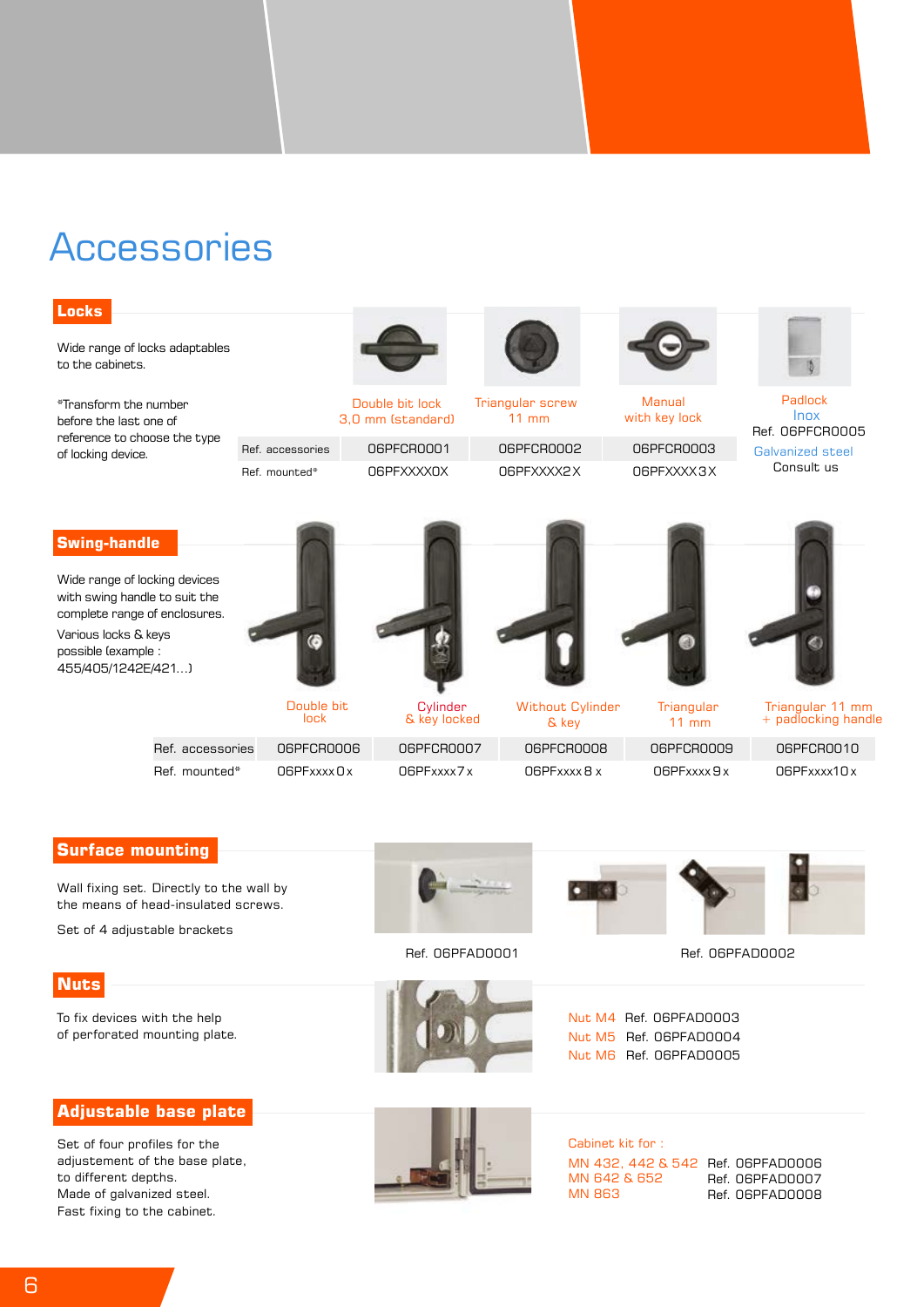# Accessories

## Locks

Wide range of locks adaptables to the cabinets.

*Transform the number before the last one of reference to choose the type of locking device.

| | Double bit lock 3,0 mm (standard) | Triangular screw 11 mm | Manual with key lock | Padlock |
|---|---|---|---|---|
| Ref. accessories | 06PFCR0001 | 06PFCR0002 | 06PFCR0003 | Inox Ref. 06PFCR0005 |
| Ref. mounted* | 06PFXXXX0X | 06PFXXXX2X | 06PFXXXX3X | Galvanized steel Consult us |

## Swing-handle

Wide range of locking devices with swing handle to suit the complete range of enclosures.

Various locks & keys possible (example : 455/405/1242E/421...)

| | Double bit lock | Cylinder & key locked | Without Cylinder & key | Triangular 11 mm | Triangular 11 mm + padlocking handle |
|---|---|---|---|---|---|
| Ref. accessories | 06PFCR0006 | 06PFCR0007 | 06PFCR0008 | 06PFCR0009 | 06PFCR0010 |
| Ref. mounted* | 06PFxxxx0x | 06PFxxxx7x | 06PFxxxx8x | 06PFxxxx9x | 06PFxxxx10x |

## Surface mounting

Wall fixing set. Directly to the wall by the means of head-insulated screws.

Ref. 06PFAD0001

Set of 4 adjustable brackets

Ref. 06PFAD0002

## Nuts

To fix devices with the help of perforated mounting plate.

Nut M4 Ref. 06PFAD0003
Nut M5 Ref. 06PFAD0004
Nut M6 Ref. 06PFAD0005

## Adjustable base plate

Set of four profiles for the adjustement of the base plate, to different depths.
Made of galvanized steel.
Fast fixing to the cabinet.

Cabinet kit for :

MN 432, 442 & 542 Ref. 06PFAD0006
MN 642 & 652 Ref. 06PFAD0007
MN 863 Ref. 06PFAD0008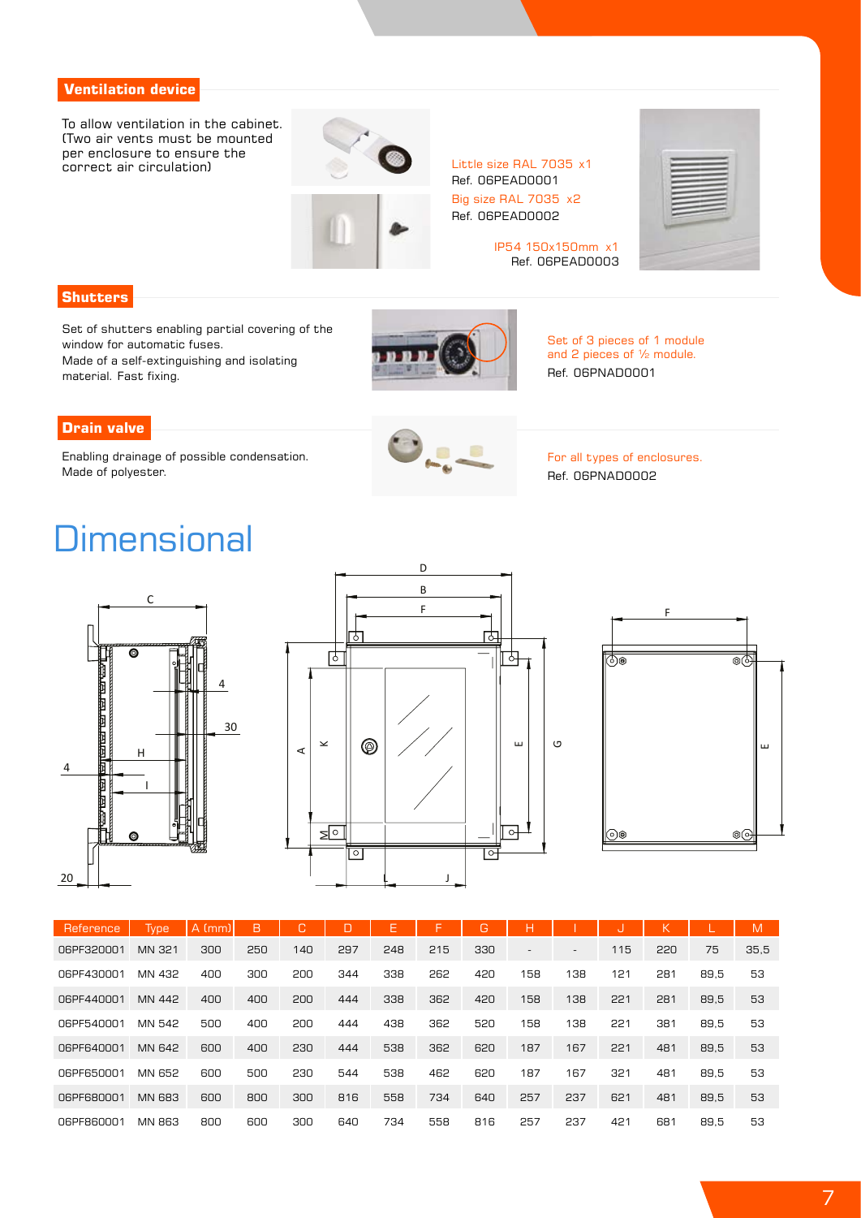## Ventilation device

To allow ventilation in the cabinet. (Two air vents must be mounted per enclosure to ensure the correct air circulation)

Little size RAL 7035 x1
Ref. 06PEAD0001

Big size RAL 7035 x2
Ref. 06PEAD0002

IP54 150x150mm x1
Ref. 06PEAD0003

## Shutters

Set of shutters enabling partial covering of the window for automatic fuses.
Made of a self-extinguishing and isolating material. Fast fixing.

Set of 3 pieces of 1 module and 2 pieces of ½ module.
Ref. 06PNAD0001

## Drain valve

Enabling drainage of possible condensation.
Made of polyester.

For all types of enclosures.
Ref. 06PNAD0002

# Dimensional

| Reference | Type | A (mm) | B | C | D | E | F | G | H | I | J | K | L | M |
|---|---|---|---|---|---|---|---|---|---|---|---|---|---|---|
| 06PF320001 | MN 321 | 300 | 250 | 140 | 297 | 248 | 215 | 330 | - | - | 115 | 220 | 75 | 35,5 |
| 06PF430001 | MN 432 | 400 | 300 | 200 | 344 | 338 | 262 | 420 | 158 | 138 | 121 | 281 | 89,5 | 53 |
| 06PF440001 | MN 442 | 400 | 400 | 200 | 444 | 338 | 362 | 420 | 158 | 138 | 221 | 281 | 89,5 | 53 |
| 06PF540001 | MN 542 | 500 | 400 | 200 | 444 | 438 | 362 | 520 | 158 | 138 | 221 | 381 | 89,5 | 53 |
| 06PF640001 | MN 642 | 600 | 400 | 230 | 444 | 538 | 362 | 620 | 187 | 167 | 221 | 481 | 89,5 | 53 |
| 06PF650001 | MN 652 | 600 | 500 | 230 | 544 | 538 | 462 | 620 | 187 | 167 | 321 | 481 | 89,5 | 53 |
| 06PF680001 | MN 683 | 600 | 800 | 300 | 816 | 558 | 734 | 640 | 257 | 237 | 621 | 481 | 89,5 | 53 |
| 06PF860001 | MN 863 | 800 | 600 | 300 | 640 | 734 | 558 | 816 | 257 | 237 | 421 | 681 | 89,5 | 53 |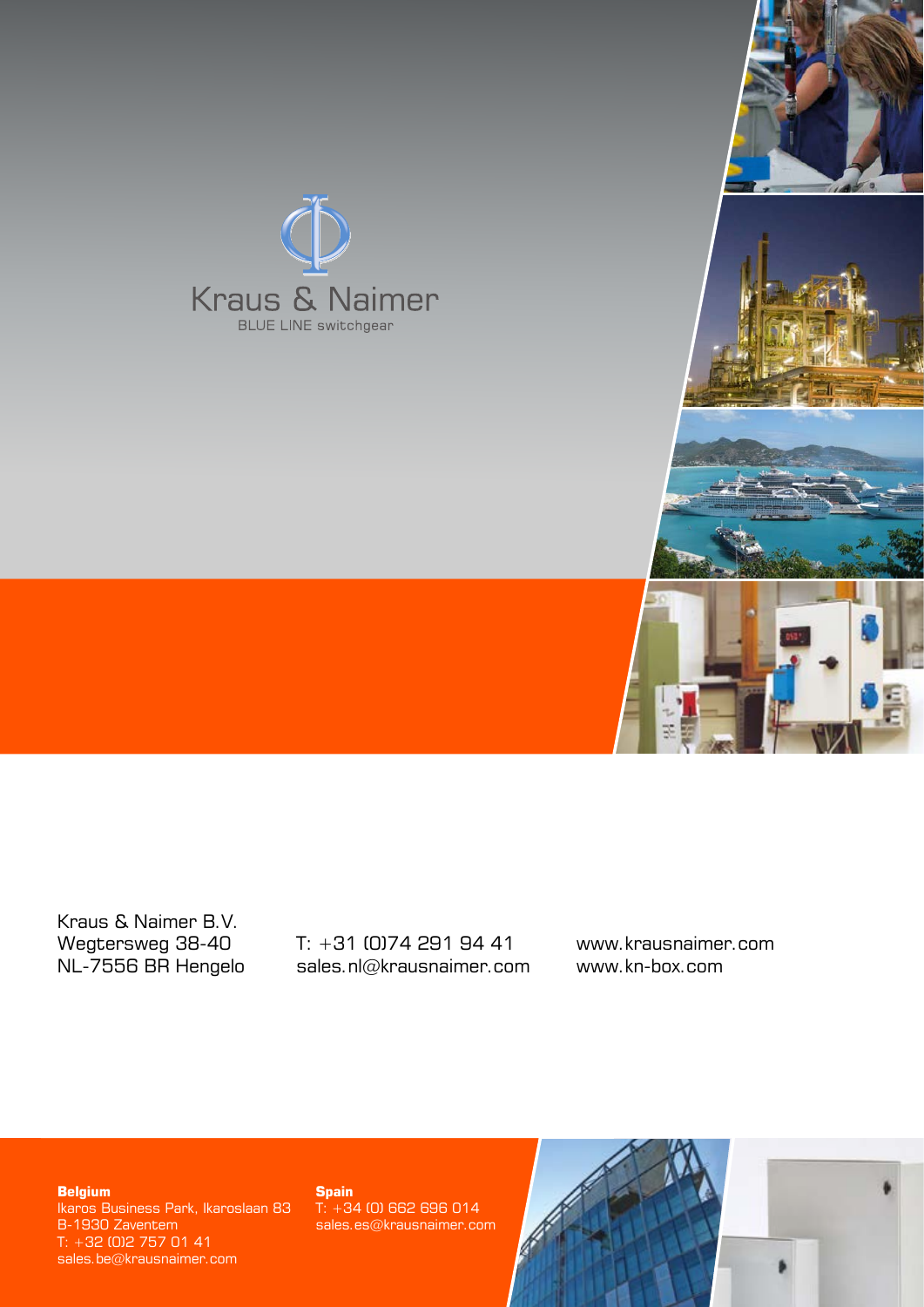Kraus & Naimer

BLUE LINE switchgear

Kraus & Naimer B.V.
Wegtersweg 38-40
NL-7556 BR Hengelo

T: +31 (0)74 291 94 41
sales.nl@krausnaimer.com

www.krausnaimer.com
www.kn-box.com

**Belgium**
Ikaros Business Park, Ikaroslaan 83
B-1930 Zaventem
T: +32 (0)2 757 01 41
sales.be@krausnaimer.com

**Spain**
T: +34 (0) 662 696 014
sales.es@krausnaimer.com